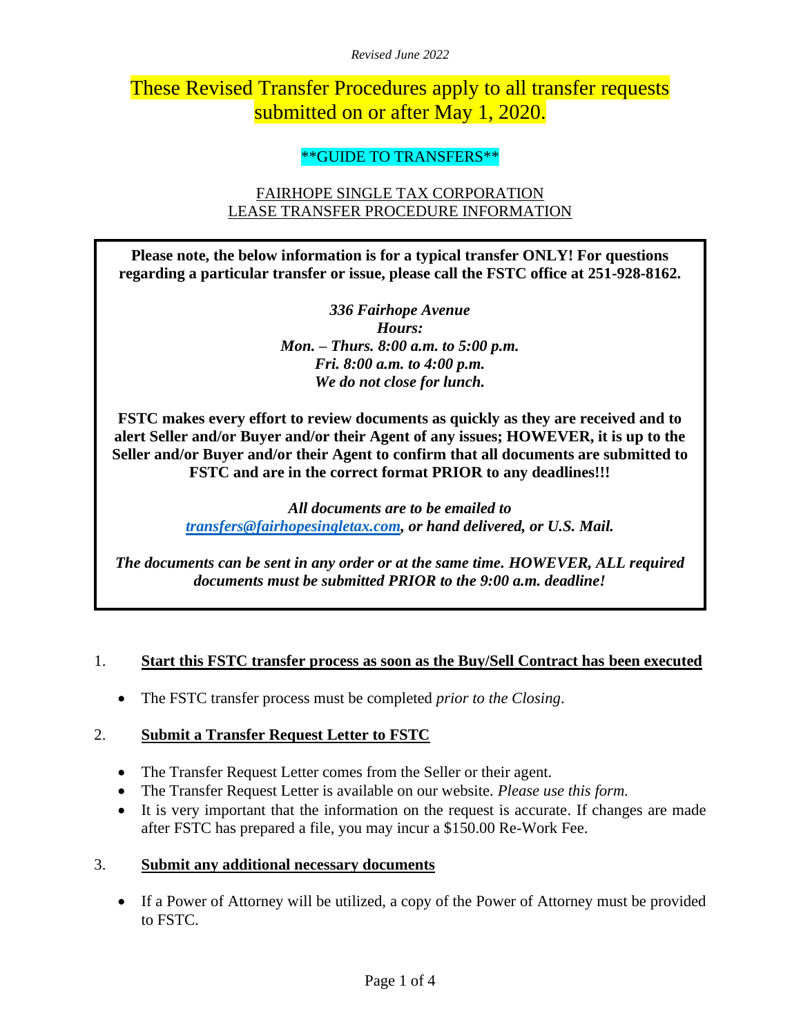*Revised June 2022*

# These Revised Transfer Procedures apply to all transfer requests submitted on or after May 1, 2020.

## \*\*GUIDE TO TRANSFERS\*\*

## FAIRHOPE SINGLE TAX CORPORATION
## LEASE TRANSFER PROCEDURE INFORMATION

**Please note, the below information is for a typical transfer ONLY! For questions regarding a particular transfer or issue, please call the FSTC office at 251-928-8162.**

***336 Fairhope Avenue***
***Hours:***
***Mon. – Thurs. 8:00 a.m. to 5:00 p.m.***
***Fri. 8:00 a.m. to 4:00 p.m.***
***We do not close for lunch.***

**FSTC makes every effort to review documents as quickly as they are received and to alert Seller and/or Buyer and/or their Agent of any issues; HOWEVER, it is up to the Seller and/or Buyer and/or their Agent to confirm that all documents are submitted to FSTC and are in the correct format PRIOR to any deadlines!!!**

***All documents are to be emailed to [transfers@fairhopesingletax.com](mailto:transfers@fairhopesingletax.com), or hand delivered, or U.S. Mail.***

***The documents can be sent in any order or at the same time. HOWEVER, ALL required documents must be submitted PRIOR to the 9:00 a.m. deadline!***

1. **Start this FSTC transfer process as soon as the Buy/Sell Contract has been executed**
   - The FSTC transfer process must be completed *prior to the Closing*.

2. **Submit a Transfer Request Letter to FSTC**
   - The Transfer Request Letter comes from the Seller or their agent.
   - The Transfer Request Letter is available on our website. *Please use this form.*
   - It is very important that the information on the request is accurate. If changes are made after FSTC has prepared a file, you may incur a $150.00 Re-Work Fee.

3. **Submit any additional necessary documents**
   - If a Power of Attorney will be utilized, a copy of the Power of Attorney must be provided to FSTC.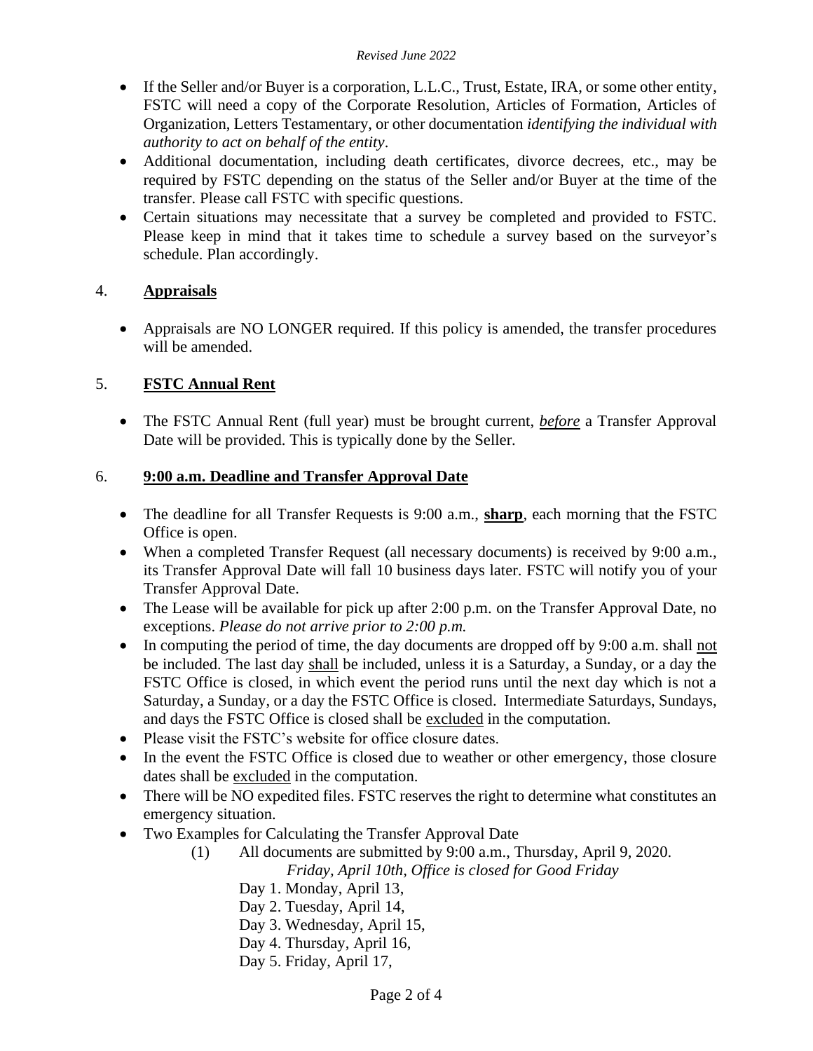- If the Seller and/or Buyer is a corporation, L.L.C., Trust, Estate, IRA, or some other entity, FSTC will need a copy of the Corporate Resolution, Articles of Formation, Articles of Organization, Letters Testamentary, or other documentation *identifying the individual with authority to act on behalf of the entity*.
- Additional documentation, including death certificates, divorce decrees, etc., may be required by FSTC depending on the status of the Seller and/or Buyer at the time of the transfer. Please call FSTC with specific questions.
- Certain situations may necessitate that a survey be completed and provided to FSTC. Please keep in mind that it takes time to schedule a survey based on the surveyor's schedule. Plan accordingly.

## 4. **Appraisals**

- Appraisals are NO LONGER required. If this policy is amended, the transfer procedures will be amended.

## 5. **FSTC Annual Rent**

- The FSTC Annual Rent (full year) must be brought current, ***before*** a Transfer Approval Date will be provided. This is typically done by the Seller.

## 6. **9:00 a.m. Deadline and Transfer Approval Date**

- The deadline for all Transfer Requests is 9:00 a.m., **sharp**, each morning that the FSTC Office is open.
- When a completed Transfer Request (all necessary documents) is received by 9:00 a.m., its Transfer Approval Date will fall 10 business days later. FSTC will notify you of your Transfer Approval Date.
- The Lease will be available for pick up after 2:00 p.m. on the Transfer Approval Date, no exceptions. *Please do not arrive prior to 2:00 p.m.*
- In computing the period of time, the day documents are dropped off by 9:00 a.m. shall not be included. The last day shall be included, unless it is a Saturday, a Sunday, or a day the FSTC Office is closed, in which event the period runs until the next day which is not a Saturday, a Sunday, or a day the FSTC Office is closed. Intermediate Saturdays, Sundays, and days the FSTC Office is closed shall be excluded in the computation.
- Please visit the FSTC's website for office closure dates.
- In the event the FSTC Office is closed due to weather or other emergency, those closure dates shall be excluded in the computation.
- There will be NO expedited files. FSTC reserves the right to determine what constitutes an emergency situation.
- Two Examples for Calculating the Transfer Approval Date
  1. All documents are submitted by 9:00 a.m., Thursday, April 9, 2020.
     *Friday, April 10th, Office is closed for Good Friday*
     Day 1. Monday, April 13,
     Day 2. Tuesday, April 14,
     Day 3. Wednesday, April 15,
     Day 4. Thursday, April 16,
     Day 5. Friday, April 17,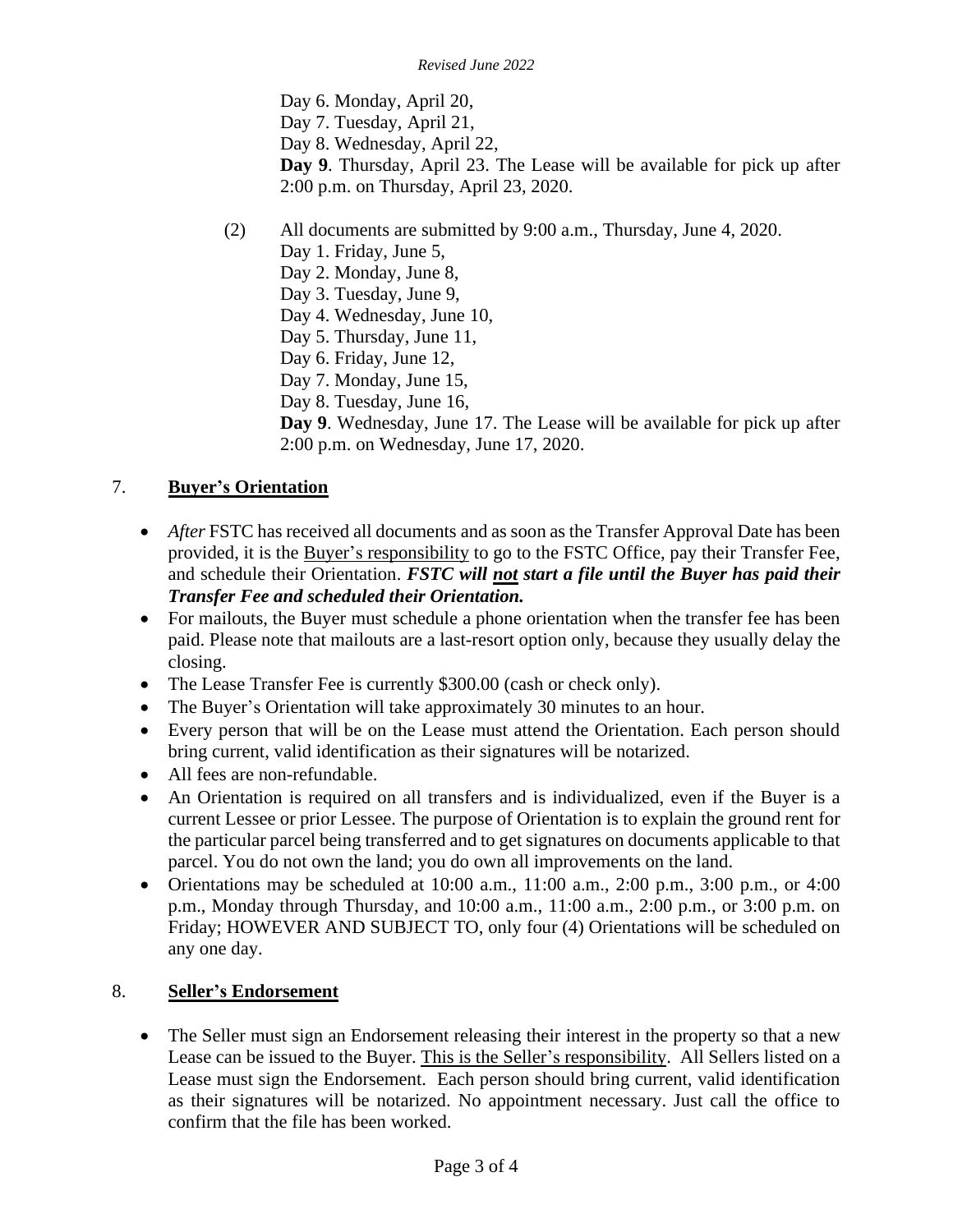Day 6. Monday, April 20,
Day 7. Tuesday, April 21,
Day 8. Wednesday, April 22,
**Day 9**. Thursday, April 23. The Lease will be available for pick up after 2:00 p.m. on Thursday, April 23, 2020.

(2) All documents are submitted by 9:00 a.m., Thursday, June 4, 2020.
Day 1. Friday, June 5,
Day 2. Monday, June 8,
Day 3. Tuesday, June 9,
Day 4. Wednesday, June 10,
Day 5. Thursday, June 11,
Day 6. Friday, June 12,
Day 7. Monday, June 15,
Day 8. Tuesday, June 16,
**Day 9**. Wednesday, June 17. The Lease will be available for pick up after 2:00 p.m. on Wednesday, June 17, 2020.

## 7. Buyer's Orientation

- *After* FSTC has received all documents and as soon as the Transfer Approval Date has been provided, it is the Buyer's responsibility to go to the FSTC Office, pay their Transfer Fee, and schedule their Orientation. ***FSTC will not start a file until the Buyer has paid their Transfer Fee and scheduled their Orientation.***
- For mailouts, the Buyer must schedule a phone orientation when the transfer fee has been paid. Please note that mailouts are a last-resort option only, because they usually delay the closing.
- The Lease Transfer Fee is currently $300.00 (cash or check only).
- The Buyer's Orientation will take approximately 30 minutes to an hour.
- Every person that will be on the Lease must attend the Orientation. Each person should bring current, valid identification as their signatures will be notarized.
- All fees are non-refundable.
- An Orientation is required on all transfers and is individualized, even if the Buyer is a current Lessee or prior Lessee. The purpose of Orientation is to explain the ground rent for the particular parcel being transferred and to get signatures on documents applicable to that parcel. You do not own the land; you do own all improvements on the land.
- Orientations may be scheduled at 10:00 a.m., 11:00 a.m., 2:00 p.m., 3:00 p.m., or 4:00 p.m., Monday through Thursday, and 10:00 a.m., 11:00 a.m., 2:00 p.m., or 3:00 p.m. on Friday; HOWEVER AND SUBJECT TO, only four (4) Orientations will be scheduled on any one day.

## 8. Seller's Endorsement

- The Seller must sign an Endorsement releasing their interest in the property so that a new Lease can be issued to the Buyer. This is the Seller's responsibility. All Sellers listed on a Lease must sign the Endorsement. Each person should bring current, valid identification as their signatures will be notarized. No appointment necessary. Just call the office to confirm that the file has been worked.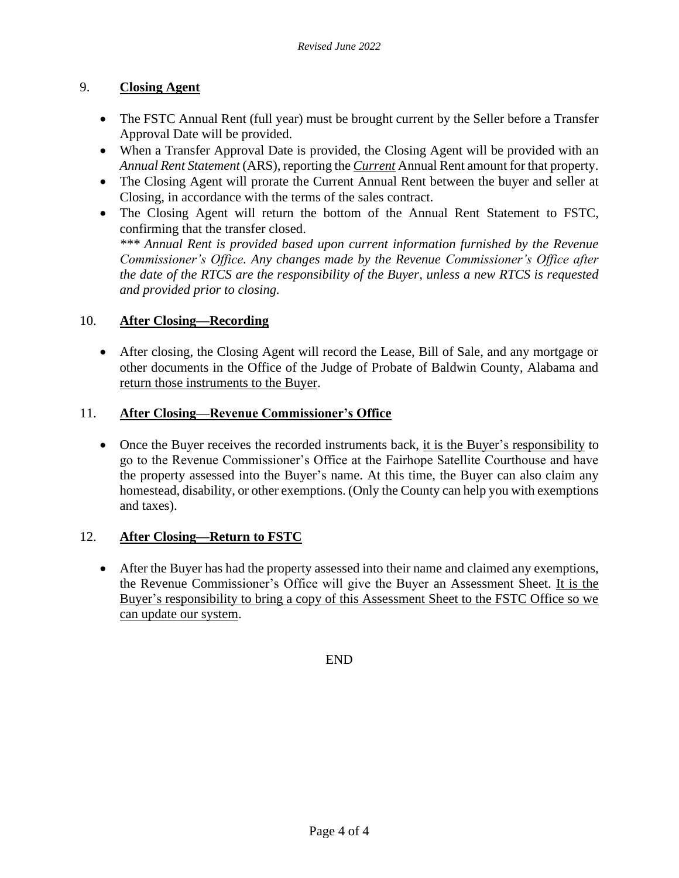## 9. Closing Agent

- The FSTC Annual Rent (full year) must be brought current by the Seller before a Transfer Approval Date will be provided.
- When a Transfer Approval Date is provided, the Closing Agent will be provided with an *Annual Rent Statement* (ARS), reporting the ***Current*** Annual Rent amount for that property.
- The Closing Agent will prorate the Current Annual Rent between the buyer and seller at Closing, in accordance with the terms of the sales contract.
- The Closing Agent will return the bottom of the Annual Rent Statement to FSTC, confirming that the transfer closed.
  *\*\*\* Annual Rent is provided based upon current information furnished by the Revenue Commissioner's Office. Any changes made by the Revenue Commissioner's Office after the date of the RTCS are the responsibility of the Buyer, unless a new RTCS is requested and provided prior to closing.*

## 10. After Closing—Recording

- After closing, the Closing Agent will record the Lease, Bill of Sale, and any mortgage or other documents in the Office of the Judge of Probate of Baldwin County, Alabama and return those instruments to the Buyer.

## 11. After Closing—Revenue Commissioner's Office

- Once the Buyer receives the recorded instruments back, it is the Buyer's responsibility to go to the Revenue Commissioner's Office at the Fairhope Satellite Courthouse and have the property assessed into the Buyer's name. At this time, the Buyer can also claim any homestead, disability, or other exemptions. (Only the County can help you with exemptions and taxes).

## 12. After Closing—Return to FSTC

- After the Buyer has had the property assessed into their name and claimed any exemptions, the Revenue Commissioner's Office will give the Buyer an Assessment Sheet. It is the Buyer's responsibility to bring a copy of this Assessment Sheet to the FSTC Office so we can update our system.

END